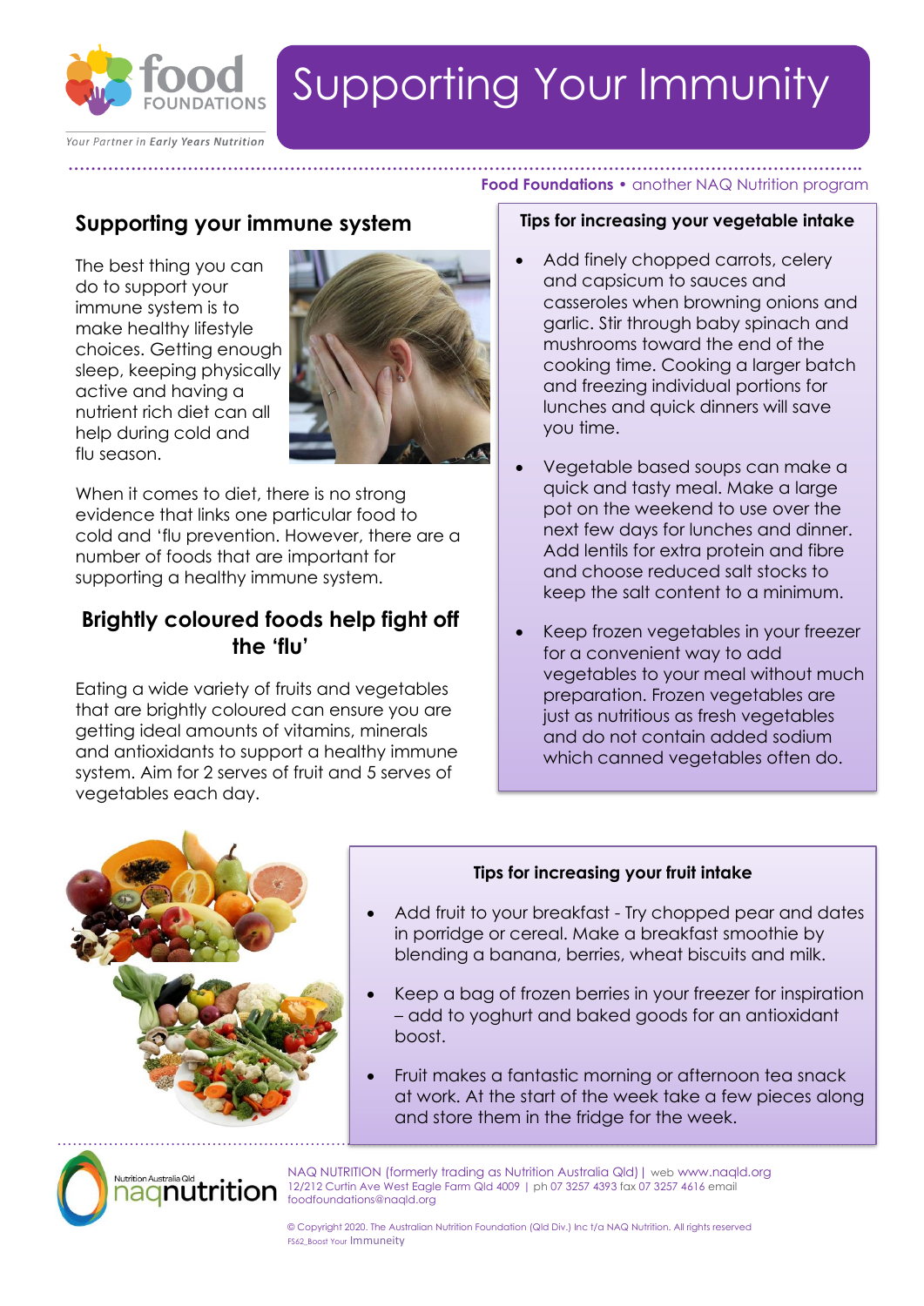# Supporting Your Immunity

food FOUNDATIONS

*Your Partner in Early Years Nutrition*

**Food Foundations** • another NAQ Nutrition program

## Supporting your immune system

The best thing you can do to support your immune system is to make healthy lifestyle choices. Getting enough sleep, keeping physically active and having a nutrient rich diet can all help during cold and flu season.

When it comes to diet, there is no strong evidence that links one particular food to cold and 'flu prevention. However, there are a number of foods that are important for supporting a healthy immune system.

## Brightly coloured foods help fight off the 'flu'

Eating a wide variety of fruits and vegetables that are brightly coloured can ensure you are getting ideal amounts of vitamins, minerals and antioxidants to support a healthy immune system. Aim for 2 serves of fruit and 5 serves of vegetables each day.

### Tips for increasing your vegetable intake

- Add finely chopped carrots, celery and capsicum to sauces and casseroles when browning onions and garlic. Stir through baby spinach and mushrooms toward the end of the cooking time. Cooking a larger batch and freezing individual portions for lunches and quick dinners will save you time.
- Vegetable based soups can make a quick and tasty meal. Make a large pot on the weekend to use over the next few days for lunches and dinner. Add lentils for extra protein and fibre and choose reduced salt stocks to keep the salt content to a minimum.
- Keep frozen vegetables in your freezer for a convenient way to add vegetables to your meal without much preparation. Frozen vegetables are just as nutritious as fresh vegetables and do not contain added sodium which canned vegetables often do.

### Tips for increasing your fruit intake

- Add fruit to your breakfast - Try chopped pear and dates in porridge or cereal. Make a breakfast smoothie by blending a banana, berries, wheat biscuits and milk.
- Keep a bag of frozen berries in your freezer for inspiration – add to yoghurt and baked goods for an antioxidant boost.
- Fruit makes a fantastic morning or afternoon tea snack at work. At the start of the week take a few pieces along and store them in the fridge for the week.

NAQ NUTRITION (formerly trading as Nutrition Australia Qld) | web www.naqld.org
12/212 Curtin Ave West Eagle Farm Qld 4009 | ph 07 3257 4393 fax 07 3257 4616 email foodfoundations@naqld.org

© Copyright 2020. The Australian Nutrition Foundation (Qld Div.) Inc t/a NAQ Nutrition. All rights reserved
FS62_Boost Your Immuneity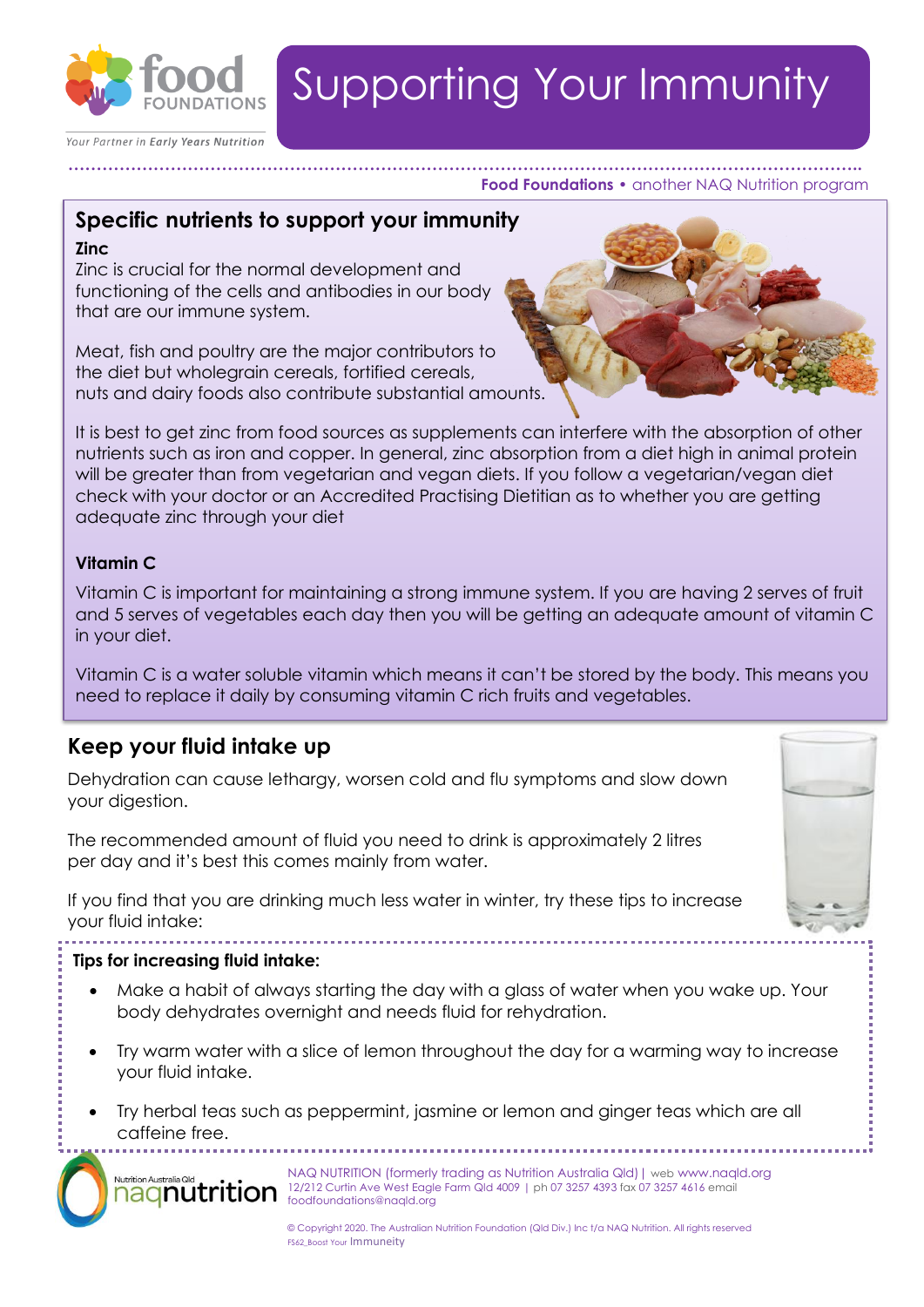# Supporting Your Immunity

**Food Foundations** • another NAQ Nutrition program

## Specific nutrients to support your immunity

### Zinc

Zinc is crucial for the normal development and functioning of the cells and antibodies in our body that are our immune system.

Meat, fish and poultry are the major contributors to the diet but wholegrain cereals, fortified cereals, nuts and dairy foods also contribute substantial amounts.

It is best to get zinc from food sources as supplements can interfere with the absorption of other nutrients such as iron and copper. In general, zinc absorption from a diet high in animal protein will be greater than from vegetarian and vegan diets. If you follow a vegetarian/vegan diet check with your doctor or an Accredited Practising Dietitian as to whether you are getting adequate zinc through your diet

### Vitamin C

Vitamin C is important for maintaining a strong immune system. If you are having 2 serves of fruit and 5 serves of vegetables each day then you will be getting an adequate amount of vitamin C in your diet.

Vitamin C is a water soluble vitamin which means it can't be stored by the body. This means you need to replace it daily by consuming vitamin C rich fruits and vegetables.

## Keep your fluid intake up

Dehydration can cause lethargy, worsen cold and flu symptoms and slow down your digestion.

The recommended amount of fluid you need to drink is approximately 2 litres per day and it's best this comes mainly from water.

If you find that you are drinking much less water in winter, try these tips to increase your fluid intake:

**Tips for increasing fluid intake:**

- Make a habit of always starting the day with a glass of water when you wake up. Your body dehydrates overnight and needs fluid for rehydration.
- Try warm water with a slice of lemon throughout the day for a warming way to increase your fluid intake.
- Try herbal teas such as peppermint, jasmine or lemon and ginger teas which are all caffeine free.

NAQ NUTRITION (formerly trading as Nutrition Australia Qld) | web www.naqld.org
12/212 Curtin Ave West Eagle Farm Qld 4009 | ph 07 3257 4393 fax 07 3257 4616 email foodfoundations@naqld.org

© Copyright 2020. The Australian Nutrition Foundation (Qld Div.) Inc t/a NAQ Nutrition. All rights reserved
FS62_Boost Your Immuneity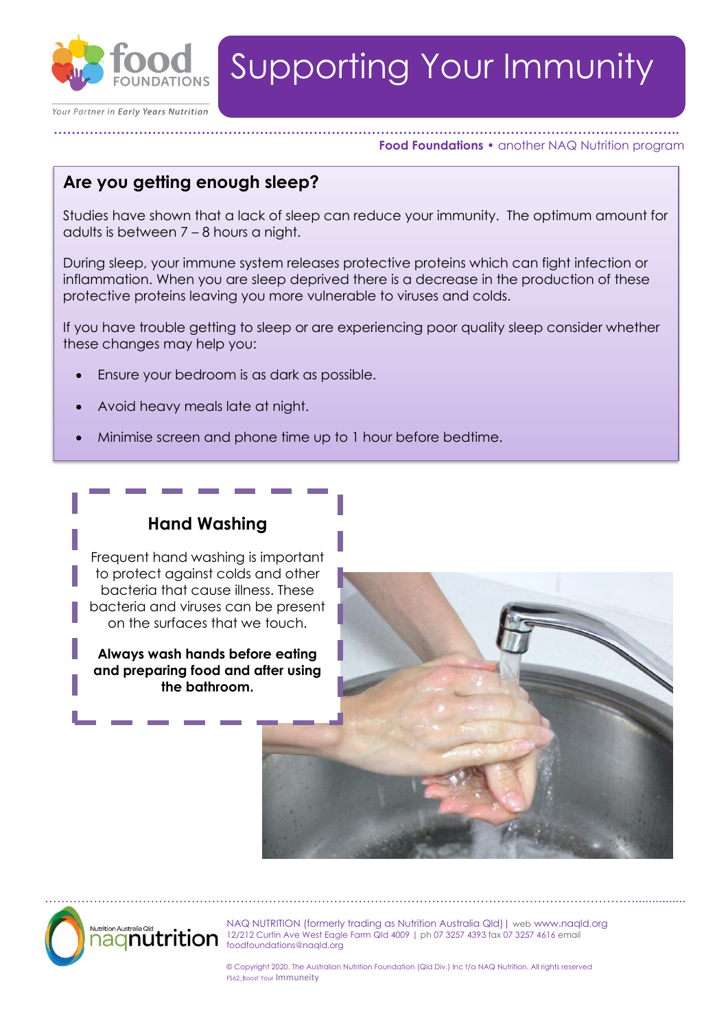# Supporting Your Immunity

Your Partner in Early Years Nutrition

**Food Foundations** • another NAQ Nutrition program

## Are you getting enough sleep?

Studies have shown that a lack of sleep can reduce your immunity. The optimum amount for adults is between 7 – 8 hours a night.

During sleep, your immune system releases protective proteins which can fight infection or inflammation. When you are sleep deprived there is a decrease in the production of these protective proteins leaving you more vulnerable to viruses and colds.

If you have trouble getting to sleep or are experiencing poor quality sleep consider whether these changes may help you:

- Ensure your bedroom is as dark as possible.
- Avoid heavy meals late at night.
- Minimise screen and phone time up to 1 hour before bedtime.

## Hand Washing

Frequent hand washing is important to protect against colds and other bacteria that cause illness. These bacteria and viruses can be present on the surfaces that we touch.

**Always wash hands before eating and preparing food and after using the bathroom.**

NAQ NUTRITION (formerly trading as Nutrition Australia Qld) | web www.naqld.org
12/212 Curtin Ave West Eagle Farm Qld 4009 | ph 07 3257 4393 fax 07 3257 4616 email foodfoundations@naqld.org

© Copyright 2020. The Australian Nutrition Foundation (Qld Div.) Inc t/a NAQ Nutrition. All rights reserved
FS62_Boost Your Immuneity